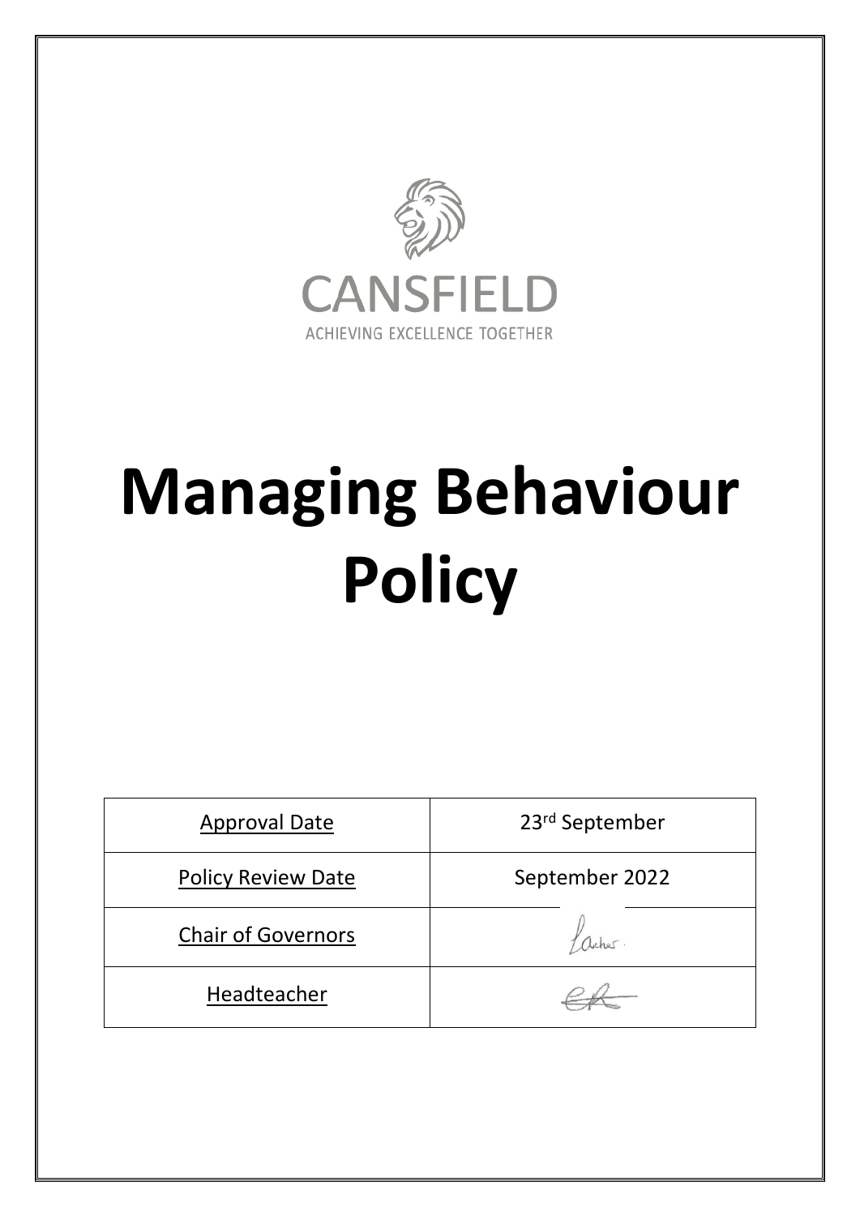CANSFIELD

ACHIEVING EXCELLENCE TOGETHER

# Managing Behaviour Policy

| Approval Date | 23rd September |
| --- | --- |
| Policy Review Date | September 2022 |
| Chair of Governors | |
| Headteacher | |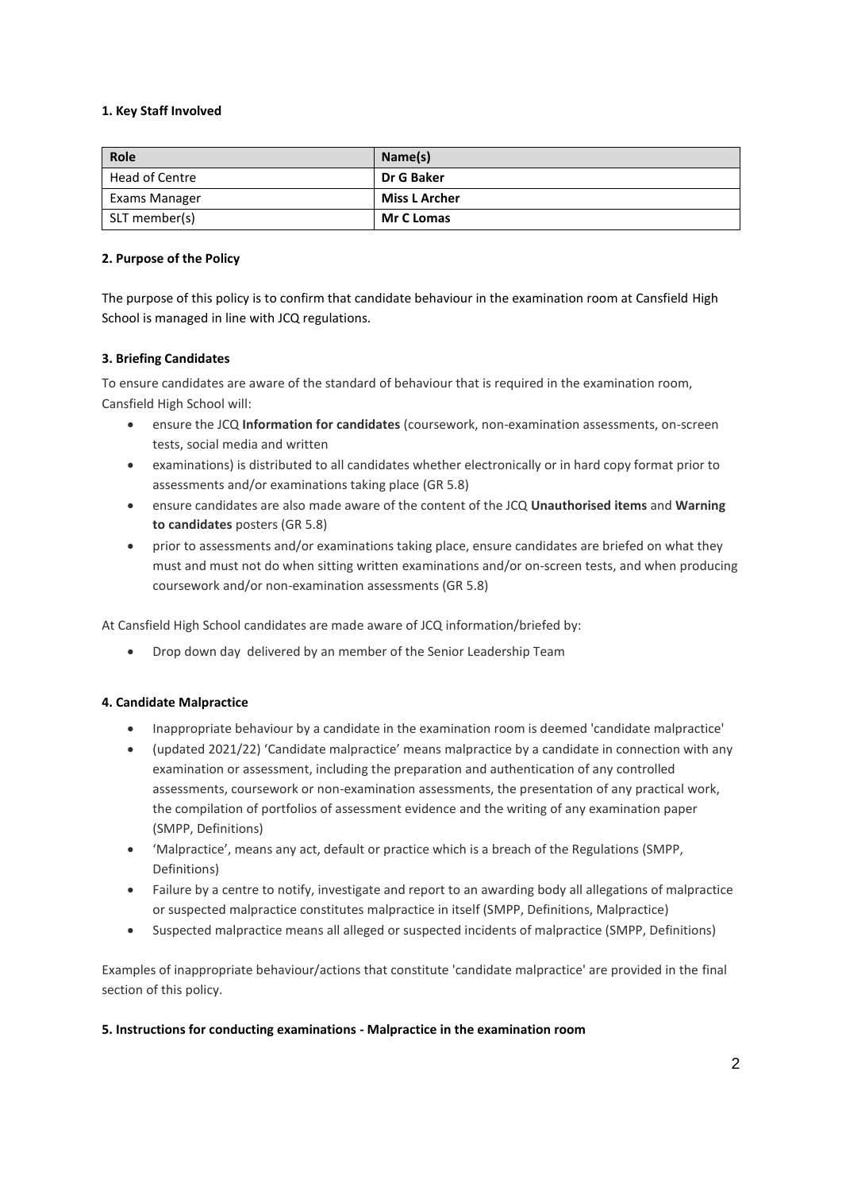**1. Key Staff Involved**

| Role | Name(s) |
| --- | --- |
| Head of Centre | **Dr G Baker** |
| Exams Manager | **Miss L Archer** |
| SLT member(s) | **Mr C Lomas** |

**2. Purpose of the Policy**

The purpose of this policy is to confirm that candidate behaviour in the examination room at Cansfield High School is managed in line with JCQ regulations.

**3. Briefing Candidates**

To ensure candidates are aware of the standard of behaviour that is required in the examination room, Cansfield High School will:

- ensure the JCQ **Information for candidates** (coursework, non-examination assessments, on-screen tests, social media and written
- examinations) is distributed to all candidates whether electronically or in hard copy format prior to assessments and/or examinations taking place (GR 5.8)
- ensure candidates are also made aware of the content of the JCQ **Unauthorised items** and **Warning to candidates** posters (GR 5.8)
- prior to assessments and/or examinations taking place, ensure candidates are briefed on what they must and must not do when sitting written examinations and/or on-screen tests, and when producing coursework and/or non-examination assessments (GR 5.8)

At Cansfield High School candidates are made aware of JCQ information/briefed by:

- Drop down day delivered by a member of the Senior Leadership Team

**4. Candidate Malpractice**

- Inappropriate behaviour by a candidate in the examination room is deemed 'candidate malpractice'
- (updated 2021/22) 'Candidate malpractice' means malpractice by a candidate in connection with any examination or assessment, including the preparation and authentication of any controlled assessments, coursework or non-examination assessments, the presentation of any practical work, the compilation of portfolios of assessment evidence and the writing of any examination paper (SMPP, Definitions)
- 'Malpractice', means any act, default or practice which is a breach of the Regulations (SMPP, Definitions)
- Failure by a centre to notify, investigate and report to an awarding body all allegations of malpractice or suspected malpractice constitutes malpractice in itself (SMPP, Definitions, Malpractice)
- Suspected malpractice means all alleged or suspected incidents of malpractice (SMPP, Definitions)

Examples of inappropriate behaviour/actions that constitute 'candidate malpractice' are provided in the final section of this policy.

**5. Instructions for conducting examinations - Malpractice in the examination room**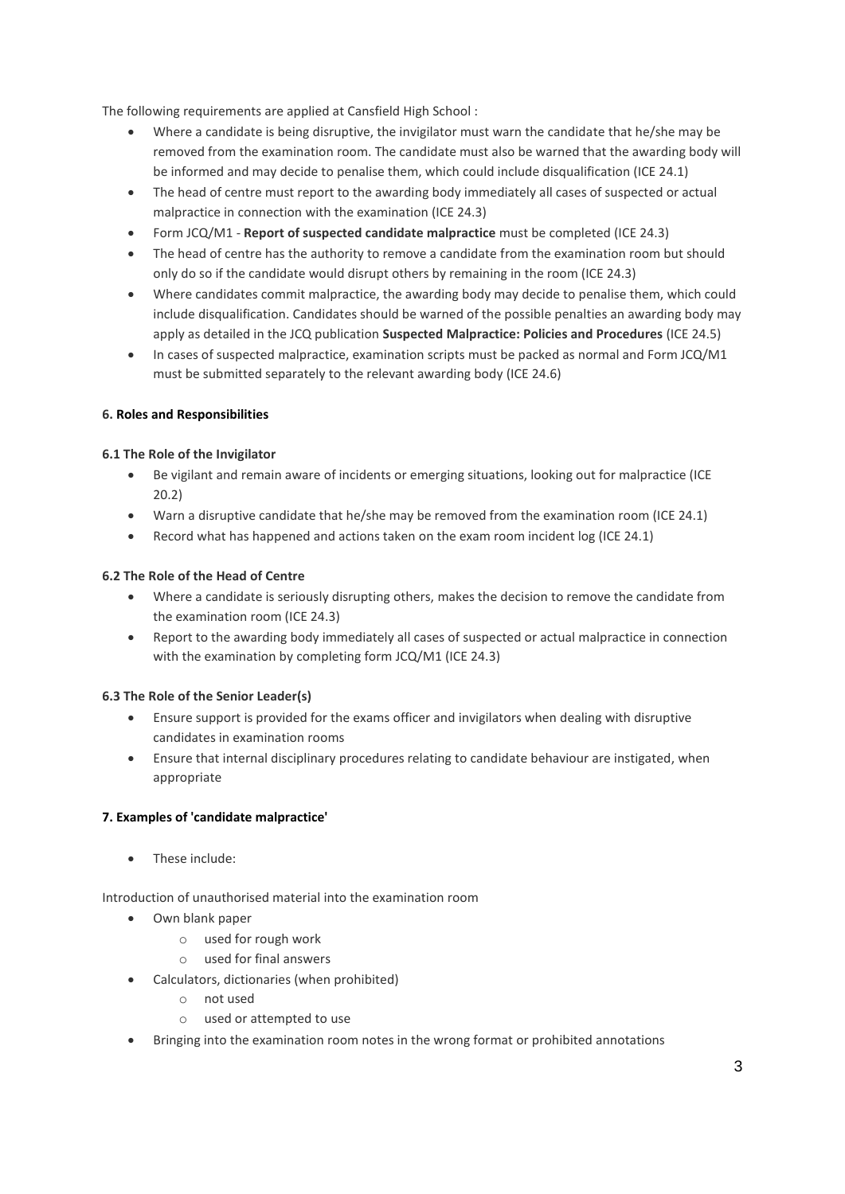The following requirements are applied at Cansfield High School :

- Where a candidate is being disruptive, the invigilator must warn the candidate that he/she may be removed from the examination room. The candidate must also be warned that the awarding body will be informed and may decide to penalise them, which could include disqualification (ICE 24.1)
- The head of centre must report to the awarding body immediately all cases of suspected or actual malpractice in connection with the examination (ICE 24.3)
- Form JCQ/M1 - **Report of suspected candidate malpractice** must be completed (ICE 24.3)
- The head of centre has the authority to remove a candidate from the examination room but should only do so if the candidate would disrupt others by remaining in the room (ICE 24.3)
- Where candidates commit malpractice, the awarding body may decide to penalise them, which could include disqualification. Candidates should be warned of the possible penalties an awarding body may apply as detailed in the JCQ publication **Suspected Malpractice: Policies and Procedures** (ICE 24.5)
- In cases of suspected malpractice, examination scripts must be packed as normal and Form JCQ/M1 must be submitted separately to the relevant awarding body (ICE 24.6)

### 6. Roles and Responsibilities

#### 6.1 The Role of the Invigilator

- Be vigilant and remain aware of incidents or emerging situations, looking out for malpractice (ICE 20.2)
- Warn a disruptive candidate that he/she may be removed from the examination room (ICE 24.1)
- Record what has happened and actions taken on the exam room incident log (ICE 24.1)

#### 6.2 The Role of the Head of Centre

- Where a candidate is seriously disrupting others, makes the decision to remove the candidate from the examination room (ICE 24.3)
- Report to the awarding body immediately all cases of suspected or actual malpractice in connection with the examination by completing form JCQ/M1 (ICE 24.3)

#### 6.3 The Role of the Senior Leader(s)

- Ensure support is provided for the exams officer and invigilators when dealing with disruptive candidates in examination rooms
- Ensure that internal disciplinary procedures relating to candidate behaviour are instigated, when appropriate

### 7. Examples of 'candidate malpractice'

- These include:

Introduction of unauthorised material into the examination room

- Own blank paper
  - used for rough work
  - used for final answers
- Calculators, dictionaries (when prohibited)
  - not used
  - used or attempted to use
- Bringing into the examination room notes in the wrong format or prohibited annotations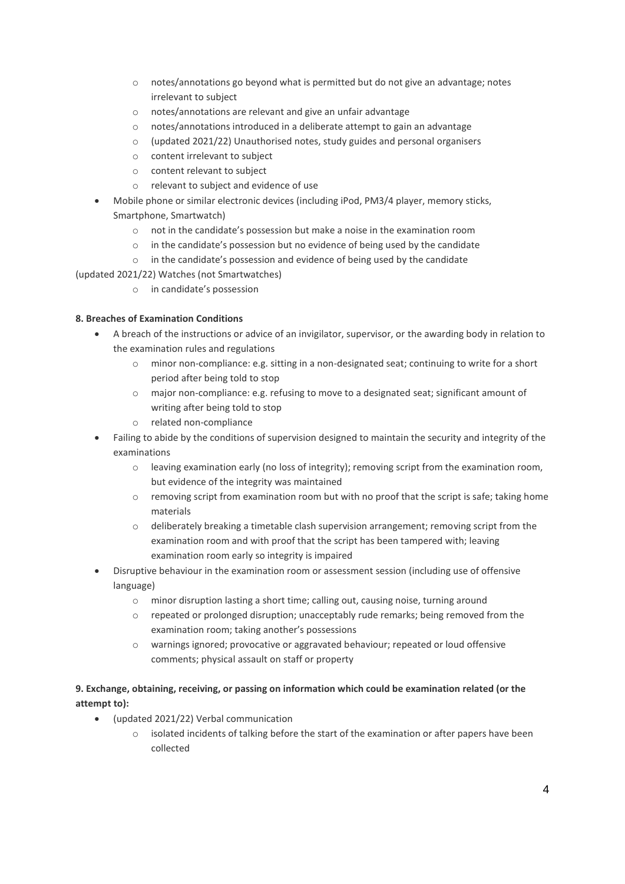- notes/annotations go beyond what is permitted but do not give an advantage; notes irrelevant to subject
  - notes/annotations are relevant and give an unfair advantage
  - notes/annotations introduced in a deliberate attempt to gain an advantage
  - (updated 2021/22) Unauthorised notes, study guides and personal organisers
  - content irrelevant to subject
  - content relevant to subject
  - relevant to subject and evidence of use
- Mobile phone or similar electronic devices (including iPod, PM3/4 player, memory sticks, Smartphone, Smartwatch)
  - not in the candidate's possession but make a noise in the examination room
  - in the candidate's possession but no evidence of being used by the candidate
  - in the candidate's possession and evidence of being used by the candidate

(updated 2021/22) Watches (not Smartwatches)

  - in candidate's possession

**8. Breaches of Examination Conditions**

- A breach of the instructions or advice of an invigilator, supervisor, or the awarding body in relation to the examination rules and regulations
  - minor non-compliance: e.g. sitting in a non-designated seat; continuing to write for a short period after being told to stop
  - major non-compliance: e.g. refusing to move to a designated seat; significant amount of writing after being told to stop
  - related non-compliance
- Failing to abide by the conditions of supervision designed to maintain the security and integrity of the examinations
  - leaving examination early (no loss of integrity); removing script from the examination room, but evidence of the integrity was maintained
  - removing script from examination room but with no proof that the script is safe; taking home materials
  - deliberately breaking a timetable clash supervision arrangement; removing script from the examination room and with proof that the script has been tampered with; leaving examination room early so integrity is impaired
- Disruptive behaviour in the examination room or assessment session (including use of offensive language)
  - minor disruption lasting a short time; calling out, causing noise, turning around
  - repeated or prolonged disruption; unacceptably rude remarks; being removed from the examination room; taking another's possessions
  - warnings ignored; provocative or aggravated behaviour; repeated or loud offensive comments; physical assault on staff or property

**9. Exchange, obtaining, receiving, or passing on information which could be examination related (or the attempt to):**

- (updated 2021/22) Verbal communication
  - isolated incidents of talking before the start of the examination or after papers have been collected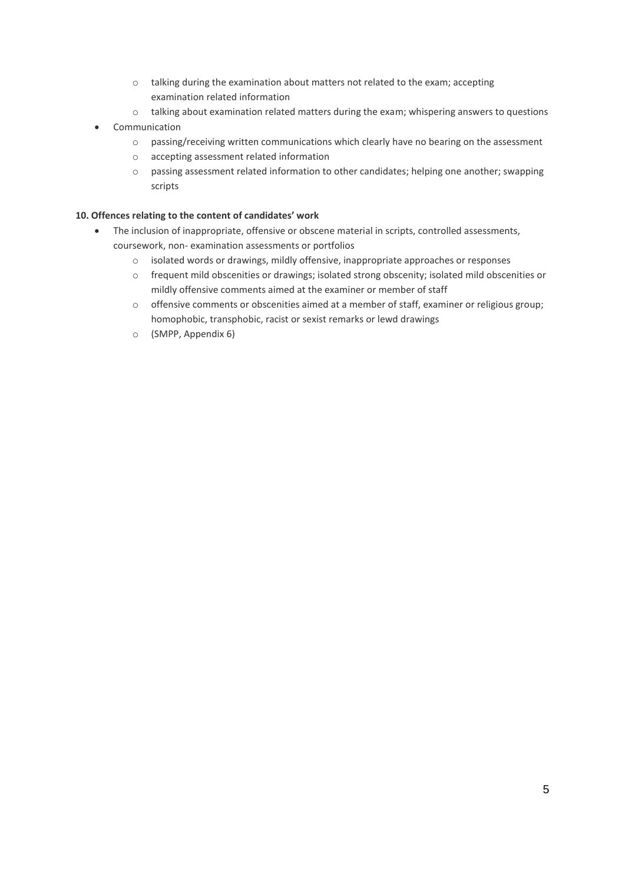- talking during the examination about matters not related to the exam; accepting examination related information
    - talking about examination related matters during the exam; whispering answers to questions
- Communication
    - passing/receiving written communications which clearly have no bearing on the assessment
    - accepting assessment related information
    - passing assessment related information to other candidates; helping one another; swapping scripts

**10. Offences relating to the content of candidates' work**

- The inclusion of inappropriate, offensive or obscene material in scripts, controlled assessments, coursework, non- examination assessments or portfolios
    - isolated words or drawings, mildly offensive, inappropriate approaches or responses
    - frequent mild obscenities or drawings; isolated strong obscenity; isolated mild obscenities or mildly offensive comments aimed at the examiner or member of staff
    - offensive comments or obscenities aimed at a member of staff, examiner or religious group; homophobic, transphobic, racist or sexist remarks or lewd drawings
    - (SMPP, Appendix 6)